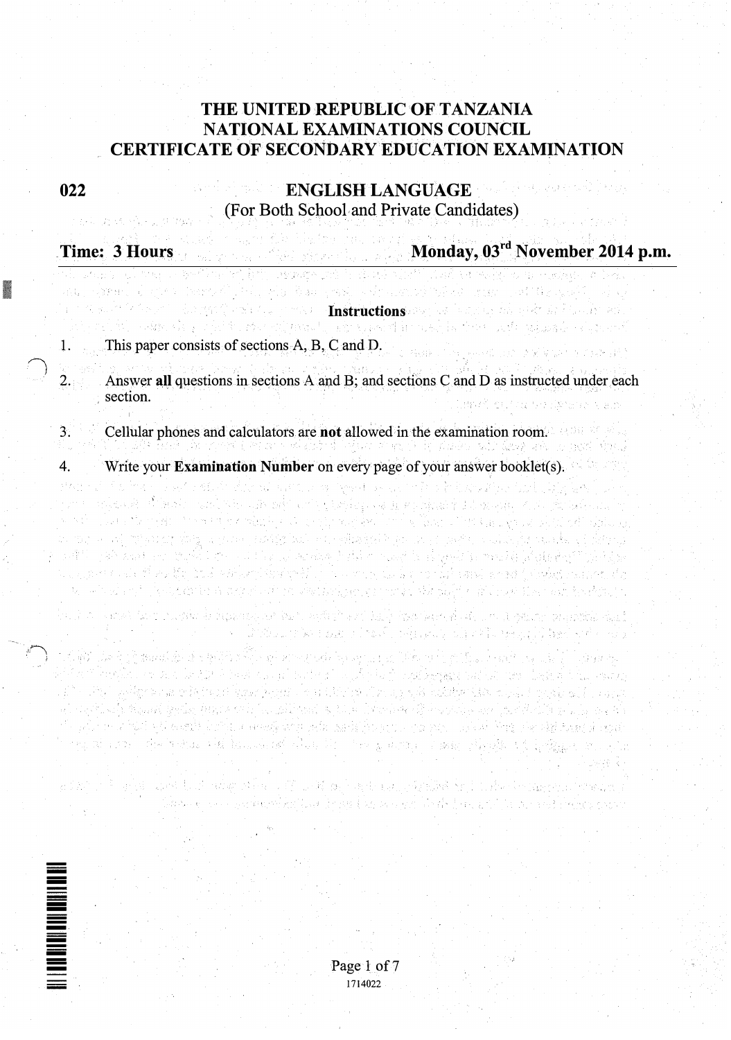# THE UNITED REPUBLIC OF TANZANIA
# NATIONAL EXAMINATIONS COUNCIL
# CERTIFICATE OF SECONDARY EDUCATION EXAMINATION

**022** **ENGLISH LANGUAGE**

(For Both School and Private Candidates)

**Time: 3 Hours** **Monday, 03rd November 2014 p.m.**

---

**Instructions**

1. This paper consists of sections A, B, C and D.
2. Answer **all** questions in sections A and B; and sections C and D as instructed under each section.
3. Cellular phones and calculators are **not** allowed in the examination room.
4. Write your **Examination Number** on every page of your answer booklet(s).

1714022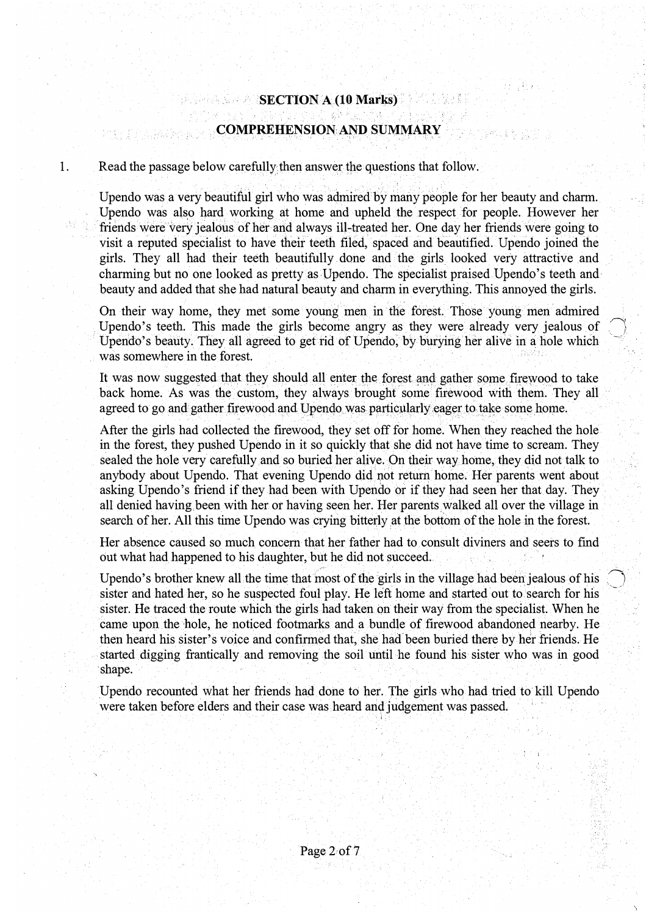## SECTION A (10 Marks)

## COMPREHENSION AND SUMMARY

1. Read the passage below carefully then answer the questions that follow.

Upendo was a very beautiful girl who was admired by many people for her beauty and charm. Upendo was also hard working at home and upheld the respect for people. However her friends were very jealous of her and always ill-treated her. One day her friends were going to visit a reputed specialist to have their teeth filed, spaced and beautified. Upendo joined the girls. They all had their teeth beautifully done and the girls looked very attractive and charming but no one looked as pretty as Upendo. The specialist praised Upendo's teeth and beauty and added that she had natural beauty and charm in everything. This annoyed the girls.

On their way home, they met some young men in the forest. Those young men admired Upendo's teeth. This made the girls become angry as they were already very jealous of Upendo's beauty. They all agreed to get rid of Upendo, by burying her alive in a hole which was somewhere in the forest.

It was now suggested that they should all enter the forest and gather some firewood to take back home. As was the custom, they always brought some firewood with them. They all agreed to go and gather firewood and Upendo was particularly eager to take some home.

After the girls had collected the firewood, they set off for home. When they reached the hole in the forest, they pushed Upendo in it so quickly that she did not have time to scream. They sealed the hole very carefully and so buried her alive. On their way home, they did not talk to anybody about Upendo. That evening Upendo did not return home. Her parents went about asking Upendo's friend if they had been with Upendo or if they had seen her that day. They all denied having been with her or having seen her. Her parents walked all over the village in search of her. All this time Upendo was crying bitterly at the bottom of the hole in the forest.

Her absence caused so much concern that her father had to consult diviners and seers to find out what had happened to his daughter, but he did not succeed.

Upendo's brother knew all the time that most of the girls in the village had been jealous of his sister and hated her, so he suspected foul play. He left home and started out to search for his sister. He traced the route which the girls had taken on their way from the specialist. When he came upon the hole, he noticed footmarks and a bundle of firewood abandoned nearby. He then heard his sister's voice and confirmed that, she had been buried there by her friends. He started digging frantically and removing the soil until he found his sister who was in good shape.

Upendo recounted what her friends had done to her. The girls who had tried to kill Upendo were taken before elders and their case was heard and judgement was passed.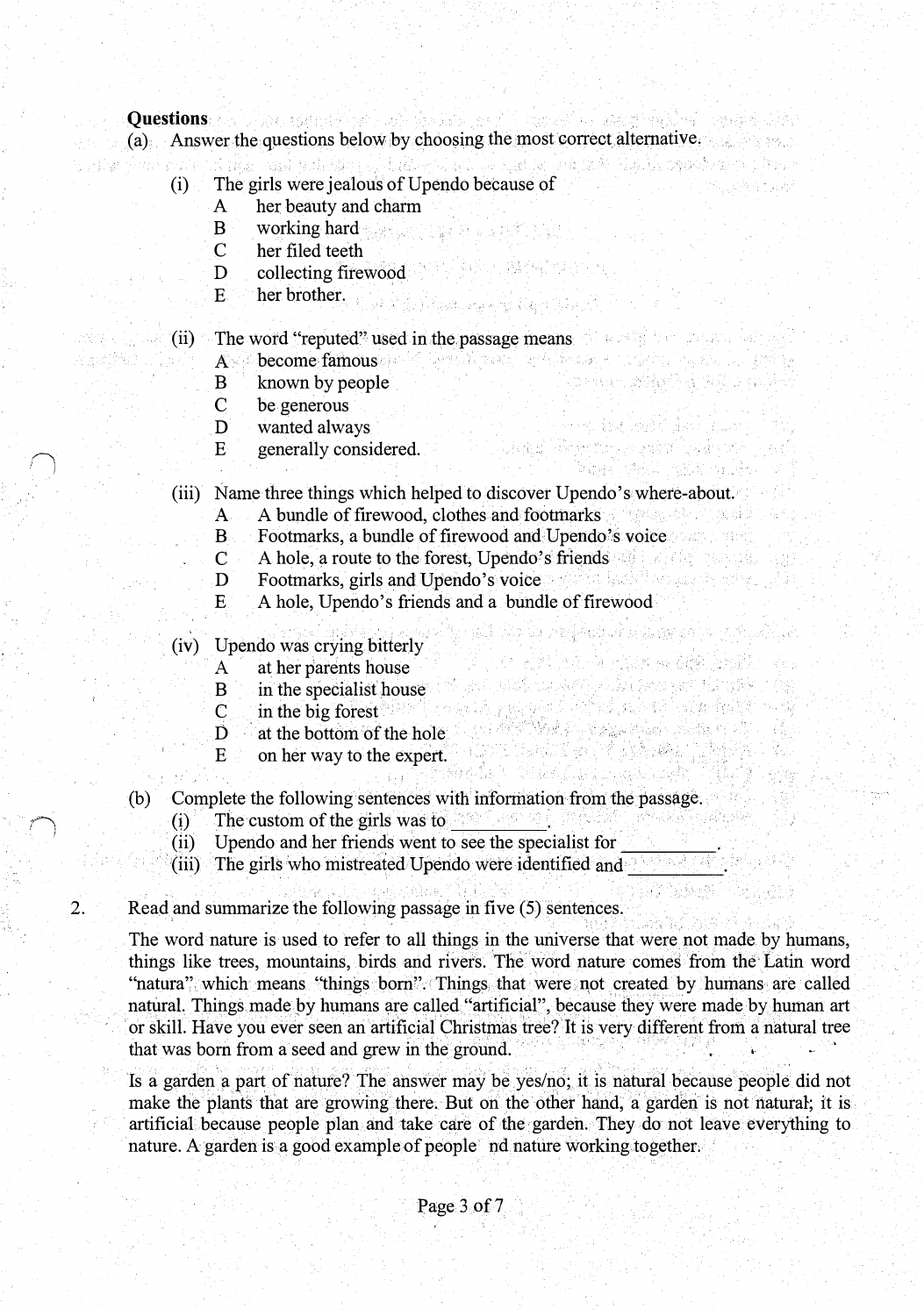**Questions**

(a) Answer the questions below by choosing the most correct alternative.

(i) The girls were jealous of Upendo because of
- A her beauty and charm
- B working hard
- C her filed teeth
- D collecting firewood
- E her brother.

(ii) The word "reputed" used in the passage means
- A become famous
- B known by people
- C be generous
- D wanted always
- E generally considered.

(iii) Name three things which helped to discover Upendo's where-about.
- A A bundle of firewood, clothes and footmarks
- B Footmarks, a bundle of firewood and Upendo's voice
- C A hole, a route to the forest, Upendo's friends
- D Footmarks, girls and Upendo's voice
- E A hole, Upendo's friends and a bundle of firewood

(iv) Upendo was crying bitterly
- A at her parents house
- B in the specialist house
- C in the big forest
- D at the bottom of the hole
- E on her way to the expert.

(b) Complete the following sentences with information from the passage.

(i) The custom of the girls was to __________.

(ii) Upendo and her friends went to see the specialist for __________.

(iii) The girls who mistreated Upendo were identified and __________.

2. Read and summarize the following passage in five (5) sentences.

The word nature is used to refer to all things in the universe that were not made by humans, things like trees, mountains, birds and rivers. The word nature comes from the Latin word "natura" which means "things born". Things that were not created by humans are called natural. Things made by humans are called "artificial", because they were made by human art or skill. Have you ever seen an artificial Christmas tree? It is very different from a natural tree that was born from a seed and grew in the ground.

Is a garden a part of nature? The answer may be yes/no; it is natural because people did not make the plants that are growing there. But on the other hand, a garden is not natural; it is artificial because people plan and take care of the garden. They do not leave everything to nature. A garden is a good example of people nd nature working together.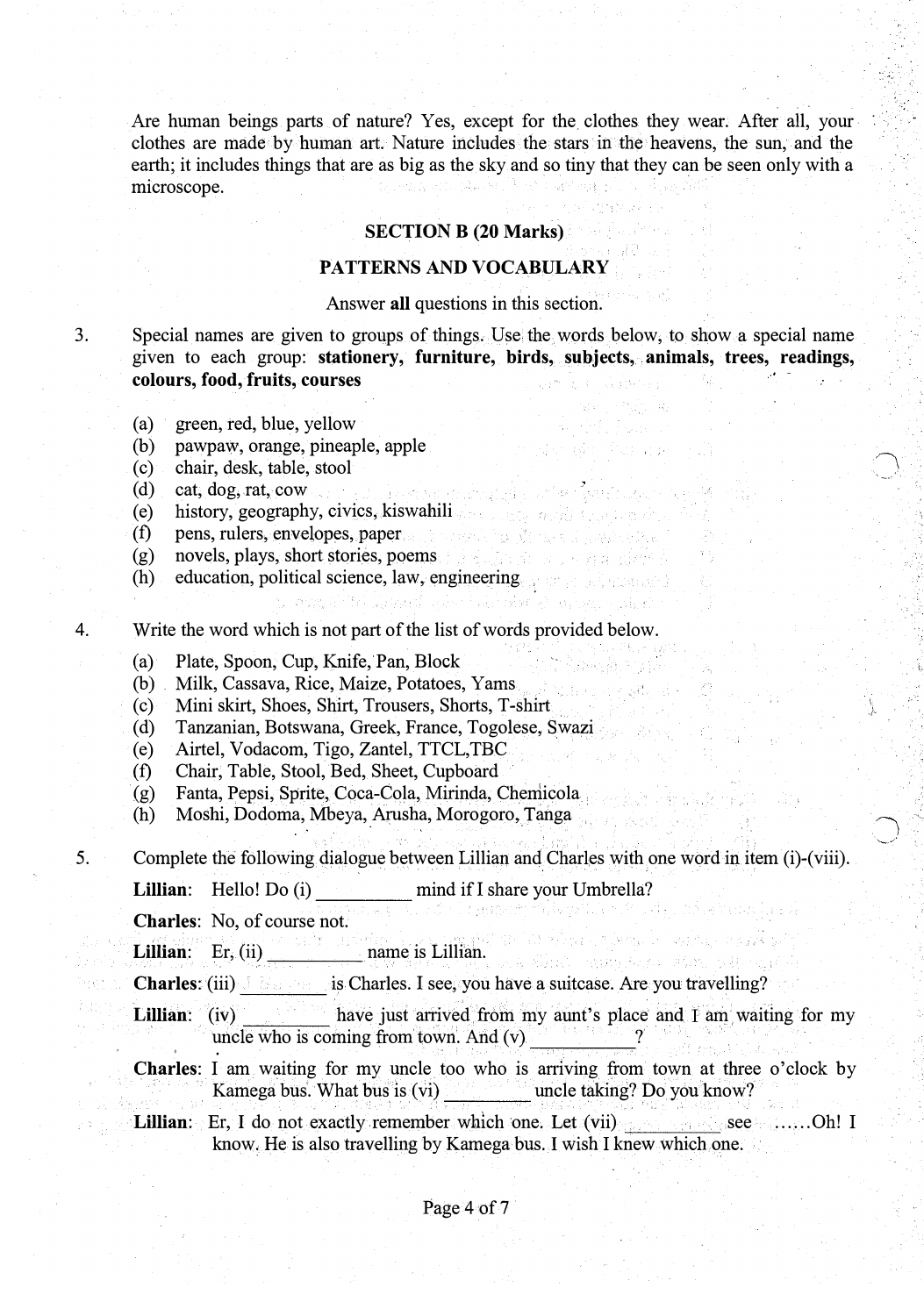Are human beings parts of nature? Yes, except for the clothes they wear. After all, your clothes are made by human art. Nature includes the stars in the heavens, the sun, and the earth; it includes things that are as big as the sky and so tiny that they can be seen only with a microscope.

## SECTION B (20 Marks)

## PATTERNS AND VOCABULARY

Answer **all** questions in this section.

3. Special names are given to groups of things. Use the words below, to show a special name given to each group: **stationery, furniture, birds, subjects, animals, trees, readings, colours, food, fruits, courses**

   (a) green, red, blue, yellow
   (b) pawpaw, orange, pineaple, apple
   (c) chair, desk, table, stool
   (d) cat, dog, rat, cow
   (e) history, geography, civics, kiswahili
   (f) pens, rulers, envelopes, paper
   (g) novels, plays, short stories, poems
   (h) education, political science, law, engineering

4. Write the word which is not part of the list of words provided below.

   (a) Plate, Spoon, Cup, Knife, Pan, Block
   (b) Milk, Cassava, Rice, Maize, Potatoes, Yams
   (c) Mini skirt, Shoes, Shirt, Trousers, Shorts, T-shirt
   (d) Tanzanian, Botswana, Greek, France, Togolese, Swazi
   (e) Airtel, Vodacom, Tigo, Zantel, TTCL,TBC
   (f) Chair, Table, Stool, Bed, Sheet, Cupboard
   (g) Fanta, Pepsi, Sprite, Coca-Cola, Mirinda, Chemicola
   (h) Moshi, Dodoma, Mbeya, Arusha, Morogoro, Tanga

5. Complete the following dialogue between Lillian and Charles with one word in item (i)-(viii).

   **Lillian**: Hello! Do (i) _________ mind if I share your Umbrella?

   **Charles**: No, of course not.

   **Lillian**: Er, (ii) _________ name is Lillian.

   **Charles**: (iii) _________ is Charles. I see, you have a suitcase. Are you travelling?

   **Lillian**: (iv) _________ have just arrived from my aunt's place and I am waiting for my uncle who is coming from town. And (v) _________?

   **Charles**: I am waiting for my uncle too who is arriving from town at three o'clock by Kamega bus. What bus is (vi) _________ uncle taking? Do you know?

   **Lillian**: Er, I do not exactly remember which one. Let (vii) _________ see ......Oh! I know. He is also travelling by Kamega bus. I wish I knew which one.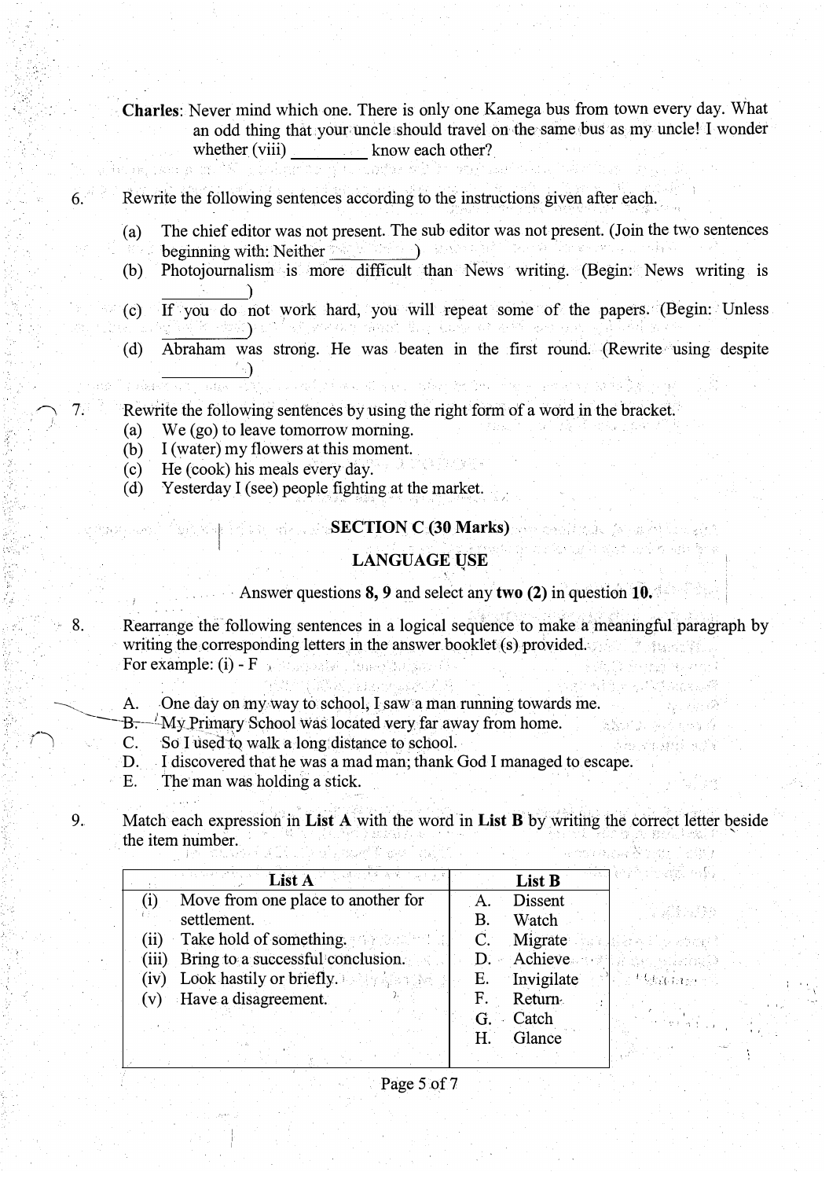**Charles**: Never mind which one. There is only one Kamega bus from town every day. What an odd thing that your uncle should travel on the same bus as my uncle! I wonder whether (viii) _________ know each other?

6. Rewrite the following sentences according to the instructions given after each.

   (a) The chief editor was not present. The sub editor was not present. (Join the two sentences beginning with: Neither _________)

   (b) Photojournalism is more difficult than News writing. (Begin: News writing is _________)

   (c) If you do not work hard, you will repeat some of the papers. (Begin: Unless _________)

   (d) Abraham was strong. He was beaten in the first round. (Rewrite using despite _________)

7. Rewrite the following sentences by using the right form of a word in the bracket.

   (a) We (go) to leave tomorrow morning.

   (b) I (water) my flowers at this moment.

   (c) He (cook) his meals every day.

   (d) Yesterday I (see) people fighting at the market.

## SECTION C (30 Marks)

## LANGUAGE USE

Answer questions **8, 9** and select any **two (2)** in question **10.**

8. Rearrange the following sentences in a logical sequence to make a meaningful paragraph by writing the corresponding letters in the answer booklet (s) provided.
   For example: (i) - F

   A. One day on my way to school, I saw a man running towards me.

   B. My Primary School was located very far away from home.

   C. So I used to walk a long distance to school.

   D. I discovered that he was a mad man; thank God I managed to escape.

   E. The man was holding a stick.

9. Match each expression in **List A** with the word in **List B** by writing the correct letter beside the item number.

| List A | List B |
|---|---|
| (i) Move from one place to another for settlement. | A. Dissent |
| (ii) Take hold of something. | B. Watch |
| (iii) Bring to a successful conclusion. | C. Migrate |
| (iv) Look hastily or briefly. | D. Achieve |
| (v) Have a disagreement. | E. Invigilate |
| | F. Return |
| | G. Catch |
| | H. Glance |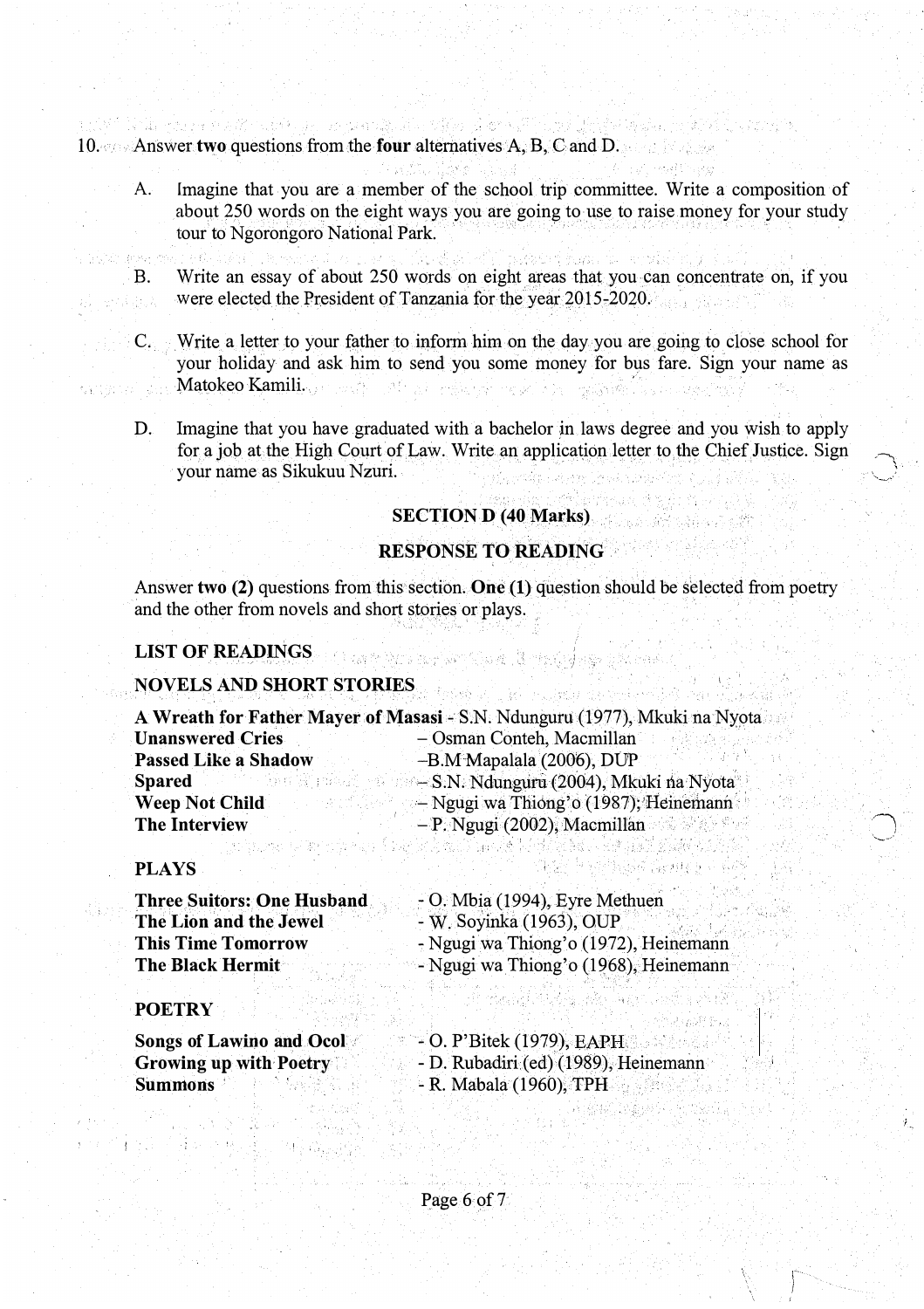10. Answer **two** questions from the **four** alternatives A, B, C and D.

   A. Imagine that you are a member of the school trip committee. Write a composition of about 250 words on the eight ways you are going to use to raise money for your study tour to Ngorongoro National Park.

   B. Write an essay of about 250 words on eight areas that you can concentrate on, if you were elected the President of Tanzania for the year 2015-2020.

   C. Write a letter to your father to inform him on the day you are going to close school for your holiday and ask him to send you some money for bus fare. Sign your name as Matokeo Kamili.

   D. Imagine that you have graduated with a bachelor in laws degree and you wish to apply for a job at the High Court of Law. Write an application letter to the Chief Justice. Sign your name as Sikukuu Nzuri.

## SECTION D (40 Marks)

## RESPONSE TO READING

Answer two (2) questions from this section. **One (1)** question should be selected from poetry and the other from novels and short stories or plays.

### LIST OF READINGS

### NOVELS AND SHORT STORIES

**A Wreath for Father Mayer of Masasi** - S.N. Ndunguru (1977), Mkuki na Nyota
**Unanswered Cries** – Osman Conteh, Macmillan
**Passed Like a Shadow** –B.M Mapalala (2006), DUP
**Spared** – S.N. Ndunguru (2004), Mkuki na Nyota
**Weep Not Child** – Ngugi wa Thiong'o (1987), Heinemann
**The Interview** – P. Ngugi (2002), Macmillan

### PLAYS

**Three Suitors: One Husband** - O. Mbia (1994), Eyre Methuen
**The Lion and the Jewel** - W. Soyinka (1963), OUP
**This Time Tomorrow** - Ngugi wa Thiong'o (1972), Heinemann
**The Black Hermit** - Ngugi wa Thiong'o (1968), Heinemann

### POETRY

**Songs of Lawino and Ocol** - O. P'Bitek (1979), EAPH
**Growing up with Poetry** - D. Rubadiri (ed) (1989), Heinemann
**Summons** - R. Mabala (1960), TPH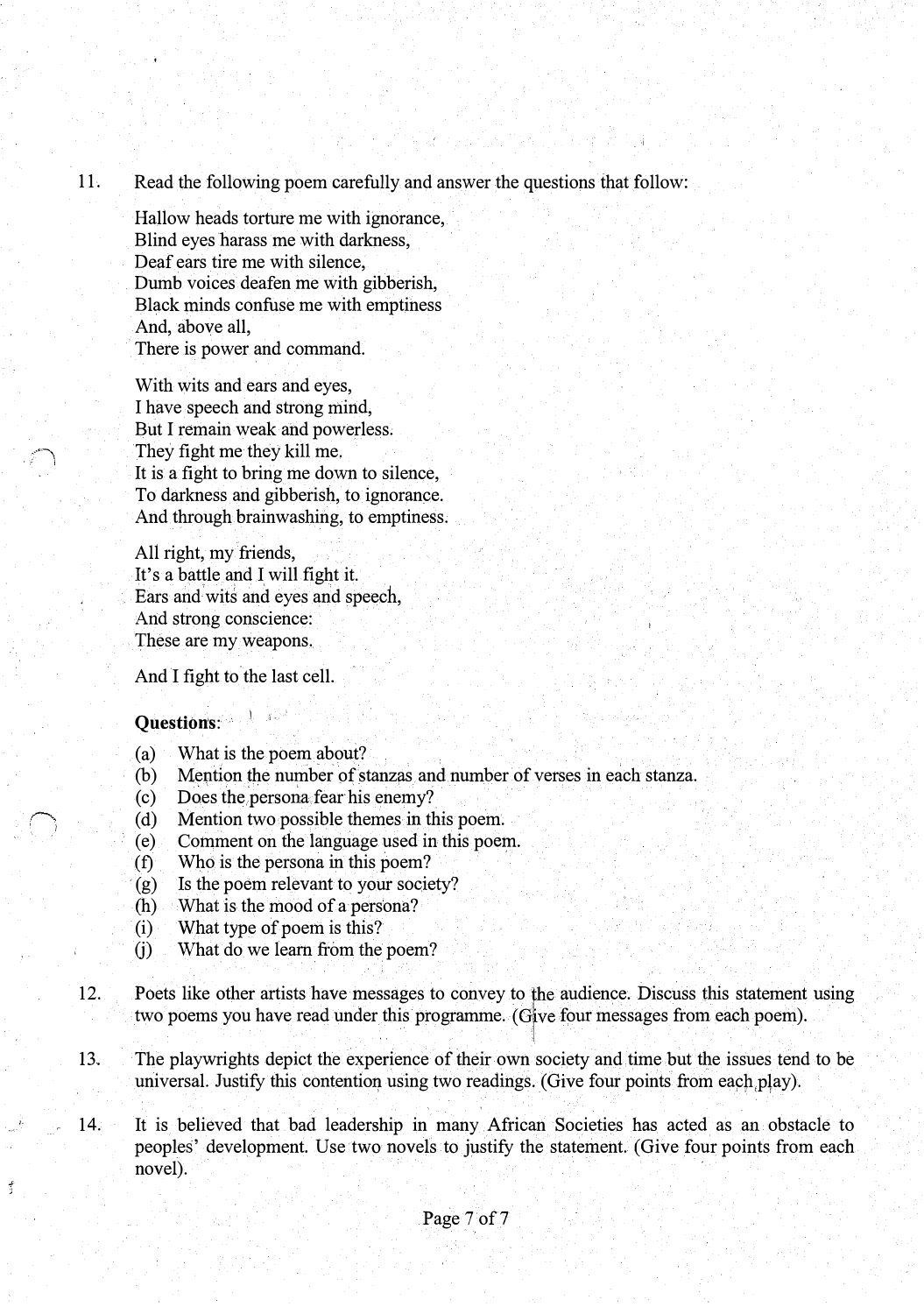11. Read the following poem carefully and answer the questions that follow:

Hallow heads torture me with ignorance,  
Blind eyes harass me with darkness,  
Deaf ears tire me with silence,  
Dumb voices deafen me with gibberish,  
Black minds confuse me with emptiness  
And, above all,  
There is power and command.

With wits and ears and eyes,  
I have speech and strong mind,  
But I remain weak and powerless.  
They fight me they kill me.  
It is a fight to bring me down to silence,  
To darkness and gibberish, to ignorance.  
And through brainwashing, to emptiness.

All right, my friends,  
It's a battle and I will fight it.  
Ears and wits and eyes and speech,  
And strong conscience:  
These are my weapons.

And I fight to the last cell.

**Questions**:

(a) What is the poem about?  
(b) Mention the number of stanzas and number of verses in each stanza.  
(c) Does the persona fear his enemy?  
(d) Mention two possible themes in this poem.  
(e) Comment on the language used in this poem.  
(f) Who is the persona in this poem?  
(g) Is the poem relevant to your society?  
(h) What is the mood of a persona?  
(i) What type of poem is this?  
(j) What do we learn from the poem?

12. Poets like other artists have messages to convey to the audience. Discuss this statement using two poems you have read under this programme. (Give four messages from each poem).

13. The playwrights depict the experience of their own society and time but the issues tend to be universal. Justify this contention using two readings. (Give four points from each play).

14. It is believed that bad leadership in many African Societies has acted as an obstacle to peoples' development. Use two novels to justify the statement. (Give four points from each novel).